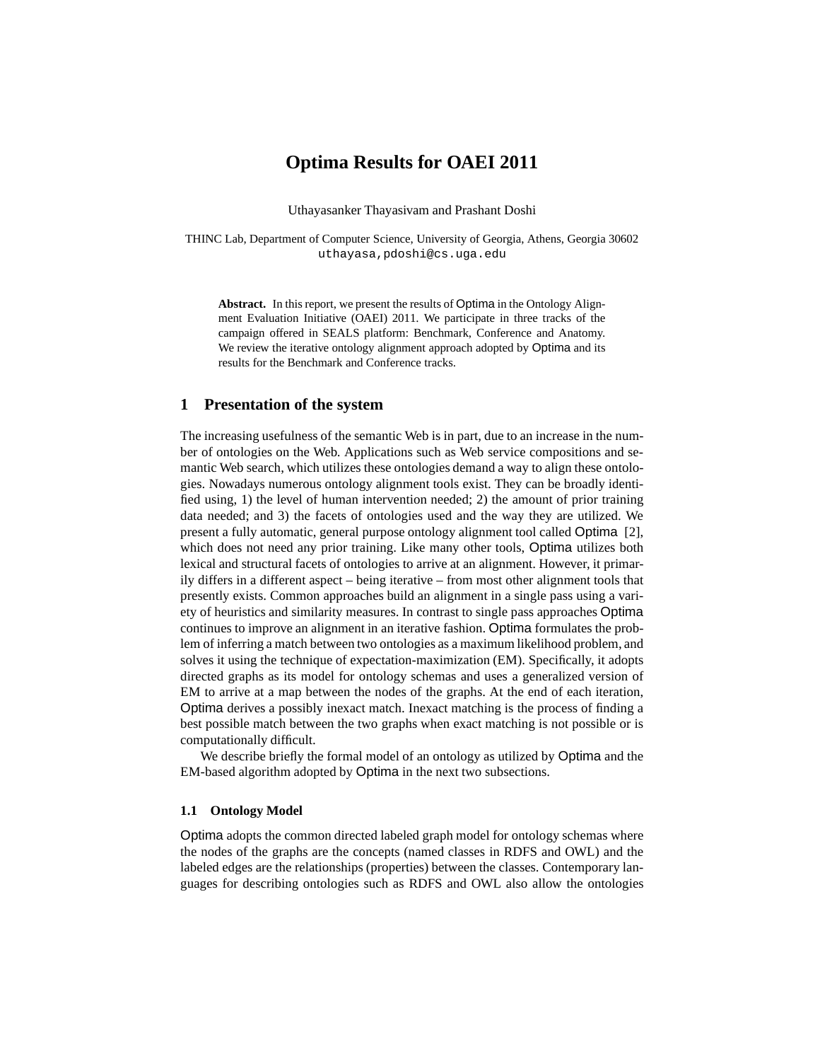# Optima Results for OAEI 2011

Uthayasanker Thayasivam and Prashant Doshi

THINC Lab, Department of Computer Science, University of Georgia, Athens, Georgia 30602
uthayasa,pdoshi@cs.uga.edu

**Abstract.** In this report, we present the results of Optima in the Ontology Alignment Evaluation Initiative (OAEI) 2011. We participate in three tracks of the campaign offered in SEALS platform: Benchmark, Conference and Anatomy. We review the iterative ontology alignment approach adopted by Optima and its results for the Benchmark and Conference tracks.

## 1 Presentation of the system

The increasing usefulness of the semantic Web is in part, due to an increase in the number of ontologies on the Web. Applications such as Web service compositions and semantic Web search, which utilizes these ontologies demand a way to align these ontologies. Nowadays numerous ontology alignment tools exist. They can be broadly identified using, 1) the level of human intervention needed; 2) the amount of prior training data needed; and 3) the facets of ontologies used and the way they are utilized. We present a fully automatic, general purpose ontology alignment tool called Optima [2], which does not need any prior training. Like many other tools, Optima utilizes both lexical and structural facets of ontologies to arrive at an alignment. However, it primarily differs in a different aspect – being iterative – from most other alignment tools that presently exists. Common approaches build an alignment in a single pass using a variety of heuristics and similarity measures. In contrast to single pass approaches Optima continues to improve an alignment in an iterative fashion. Optima formulates the problem of inferring a match between two ontologies as a maximum likelihood problem, and solves it using the technique of expectation-maximization (EM). Specifically, it adopts directed graphs as its model for ontology schemas and uses a generalized version of EM to arrive at a map between the nodes of the graphs. At the end of each iteration, Optima derives a possibly inexact match. Inexact matching is the process of finding a best possible match between the two graphs when exact matching is not possible or is computationally difficult.

We describe briefly the formal model of an ontology as utilized by Optima and the EM-based algorithm adopted by Optima in the next two subsections.

### 1.1 Ontology Model

Optima adopts the common directed labeled graph model for ontology schemas where the nodes of the graphs are the concepts (named classes in RDFS and OWL) and the labeled edges are the relationships (properties) between the classes. Contemporary languages for describing ontologies such as RDFS and OWL also allow the ontologies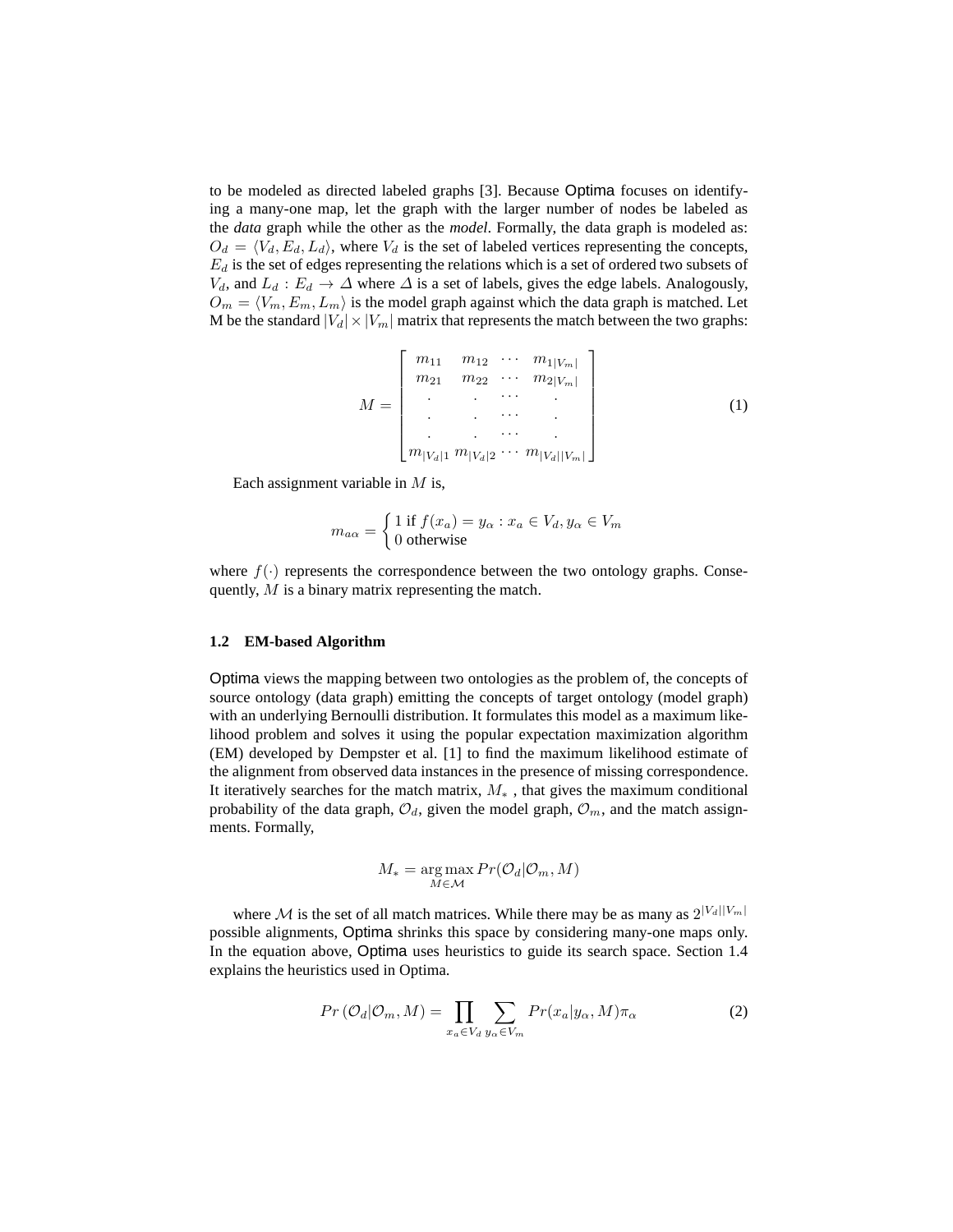to be modeled as directed labeled graphs [3]. Because Optima focuses on identifying a many-one map, let the graph with the larger number of nodes be labeled as the *data* graph while the other as the *model*. Formally, the data graph is modeled as: $O_d = \langle V_d, E_d, L_d \rangle$, where $V_d$ is the set of labeled vertices representing the concepts, $E_d$ is the set of edges representing the relations which is a set of ordered two subsets of $V_d$, and $L_d : E_d \rightarrow \Delta$ where $\Delta$ is a set of labels, gives the edge labels. Analogously, $O_m = \langle V_m, E_m, L_m \rangle$ is the model graph against which the data graph is matched. Let M be the standard $|V_d| \times |V_m|$ matrix that represents the match between the two graphs:

$$M = \begin{bmatrix} m_{11} & m_{12} & \cdots & m_{1|V_m|} \\ m_{21} & m_{22} & \cdots & m_{2|V_m|} \\ . & . & \cdots & . \\ . & . & \cdots & . \\ . & . & \cdots & . \\ m_{|V_d|1} & m_{|V_d|2} & \cdots & m_{|V_d||V_m|} \end{bmatrix} \tag{1}$$

Each assignment variable in $M$ is,

$$m_{a\alpha} = \begin{cases} 1 \text{ if } f(x_a) = y_\alpha : x_a \in V_d, y_\alpha \in V_m \\ 0 \text{ otherwise} \end{cases}$$

where $f(\cdot)$ represents the correspondence between the two ontology graphs. Consequently, $M$ is a binary matrix representing the match.

### 1.2 EM-based Algorithm

Optima views the mapping between two ontologies as the problem of, the concepts of source ontology (data graph) emitting the concepts of target ontology (model graph) with an underlying Bernoulli distribution. It formulates this model as a maximum likelihood problem and solves it using the popular expectation maximization algorithm (EM) developed by Dempster et al. [1] to find the maximum likelihood estimate of the alignment from observed data instances in the presence of missing correspondence. It iteratively searches for the match matrix, $M_*$ , that gives the maximum conditional probability of the data graph, $\mathcal{O}_d$, given the model graph, $\mathcal{O}_m$, and the match assignments. Formally,

$$M_* = \underset{M \in \mathcal{M}}{\arg\max}\, Pr(\mathcal{O}_d | \mathcal{O}_m, M)$$

where $\mathcal{M}$ is the set of all match matrices. While there may be as many as $2^{|V_d||V_m|}$ possible alignments, Optima shrinks this space by considering many-one maps only. In the equation above, Optima uses heuristics to guide its search space. Section 1.4 explains the heuristics used in Optima.

$$Pr\left(\mathcal{O}_d | \mathcal{O}_m, M\right) = \prod_{x_a \in V_d} \sum_{y_\alpha \in V_m} Pr(x_a | y_\alpha, M)\pi_\alpha \tag{2}$$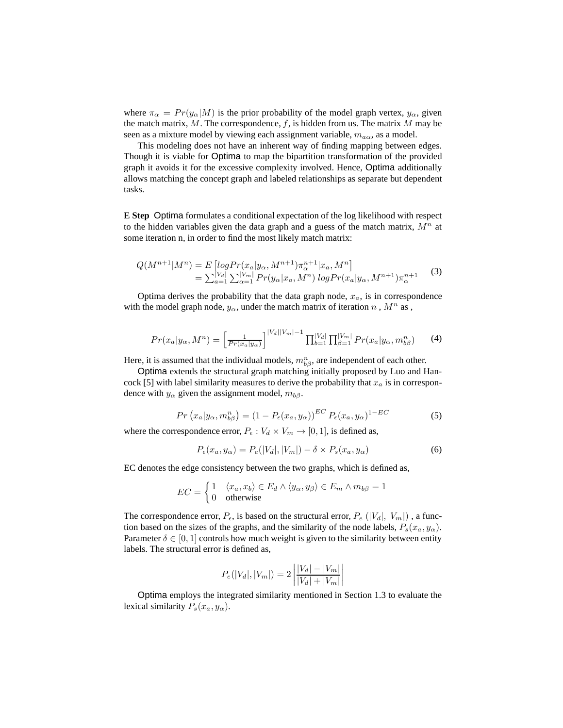where $\pi_\alpha = Pr(y_\alpha|M)$ is the prior probability of the model graph vertex, $y_\alpha$, given the match matrix, $M$. The correspondence, $f$, is hidden from us. The matrix $M$ may be seen as a mixture model by viewing each assignment variable, $m_{a\alpha}$, as a model.

This modeling does not have an inherent way of finding mapping between edges. Though it is viable for Optima to map the bipartition transformation of the provided graph it avoids it for the excessive complexity involved. Hence, Optima additionally allows matching the concept graph and labeled relationships as separate but dependent tasks.

**E Step** Optima formulates a conditional expectation of the log likelihood with respect to the hidden variables given the data graph and a guess of the match matrix, $M^n$ at some iteration n, in order to find the most likely match matrix:

$$
\begin{aligned}
Q(M^{n+1}|M^n) &= E\left[logPr(x_a|y_\alpha, M^{n+1})\pi_\alpha^{n+1}|x_a, M^n\right] \\
&= \sum_{a=1}^{|V_d|}\sum_{\alpha=1}^{|V_m|} Pr(y_\alpha|x_a, M^n)\ logPr(x_a|y_\alpha, M^{n+1})\pi_\alpha^{n+1}
\end{aligned}
\tag{3}
$$

Optima derives the probability that the data graph node, $x_a$, is in correspondence with the model graph node, $y_\alpha$, under the match matrix of iteration $n$ , $M^n$ as ,

$$
Pr(x_a|y_\alpha, M^n) = \left[\frac{1}{Pr(x_a|y_\alpha)}\right]^{|V_d||V_m|-1} \prod_{b=1}^{|V_d|}\prod_{\beta=1}^{|V_m|} Pr(x_a|y_\alpha, m_{b\beta}^n) \tag{4}
$$

Here, it is assumed that the individual models, $m_{b\beta}^n$, are independent of each other.

Optima extends the structural graph matching initially proposed by Luo and Hancock [5] with label similarity measures to derive the probability that $x_a$ is in correspondence with $y_\alpha$ given the assignment model, $m_{b\beta}$.

$$
Pr\left(x_a|y_\alpha, m_{b\beta}^n\right) = \left(1 - P_\epsilon(x_a, y_\alpha)\right)^{EC} P_\epsilon(x_a, y_\alpha)^{1-EC} \tag{5}
$$

where the correspondence error, $P_\epsilon : V_d \times V_m \rightarrow [0, 1]$, is defined as,

$$
P_\epsilon(x_a, y_\alpha) = P_e(|V_d|, |V_m|) - \delta \times P_s(x_a, y_\alpha) \tag{6}
$$

EC denotes the edge consistency between the two graphs, which is defined as,

$$
EC = \begin{cases} 1 & \langle x_a, x_b\rangle \in E_d \wedge \langle y_\alpha, y_\beta\rangle \in E_m \wedge m_{b\beta} = 1 \\ 0 & \text{otherwise} \end{cases}
$$

The correspondence error, $P_\epsilon$, is based on the structural error, $P_e\ (|V_d|, |V_m|)$ , a function based on the sizes of the graphs, and the similarity of the node labels, $P_s(x_a, y_\alpha)$. Parameter $\delta \in [0, 1]$ controls how much weight is given to the similarity between entity labels. The structural error is defined as,

$$
P_e(|V_d|, |V_m|) = 2\left|\frac{|V_d| - |V_m|}{|V_d| + |V_m|}\right|
$$

Optima employs the integrated similarity mentioned in Section 1.3 to evaluate the lexical similarity $P_s(x_a, y_\alpha)$.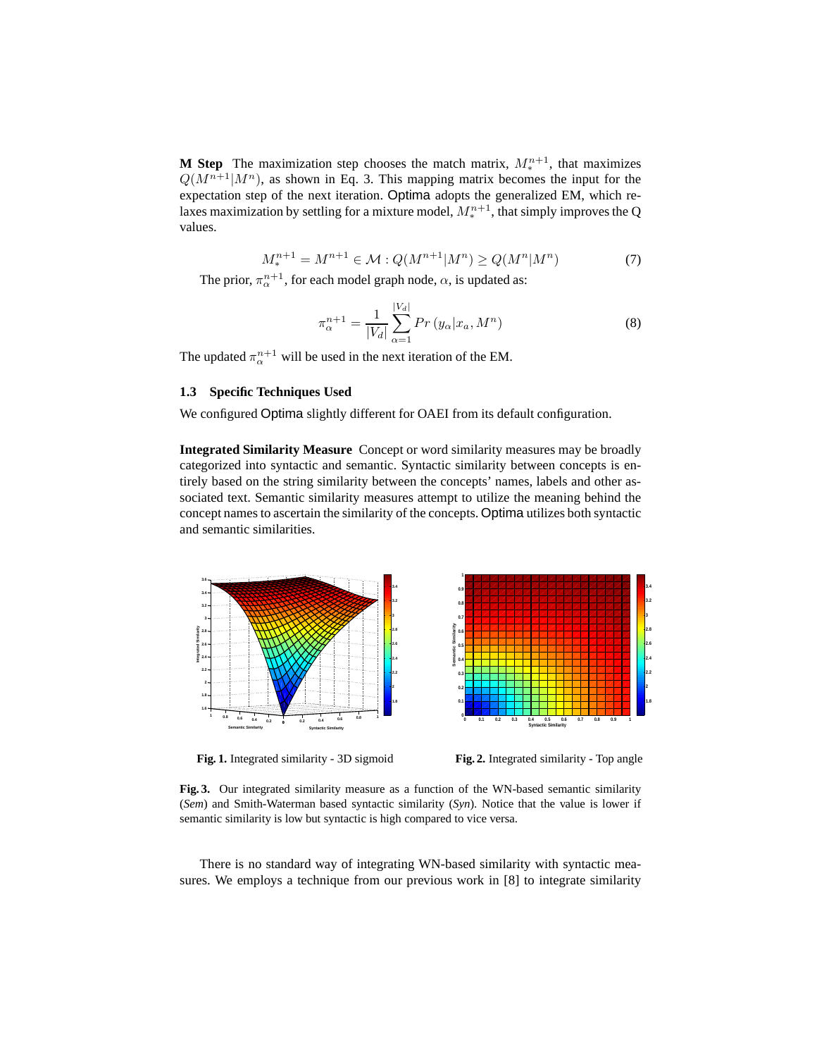**M Step** The maximization step chooses the match matrix, $M_*^{n+1}$, that maximizes $Q(M^{n+1}|M^n)$, as shown in Eq. 3. This mapping matrix becomes the input for the expectation step of the next iteration. Optima adopts the generalized EM, which relaxes maximization by settling for a mixture model, $M_*^{n+1}$, that simply improves the Q values.

$$M_*^{n+1} = M^{n+1} \in \mathcal{M} : Q(M^{n+1}|M^n) \geq Q(M^n|M^n) \tag{7}$$

The prior, $\pi_\alpha^{n+1}$, for each model graph node, $\alpha$, is updated as:

$$\pi_\alpha^{n+1} = \frac{1}{|V_d|} \sum_{\alpha=1}^{|V_d|} Pr\left(y_\alpha | x_a, M^n\right) \tag{8}$$

The updated $\pi_\alpha^{n+1}$ will be used in the next iteration of the EM.

### 1.3 Specific Techniques Used

We configured Optima slightly different for OAEI from its default configuration.

**Integrated Similarity Measure** Concept or word similarity measures may be broadly categorized into syntactic and semantic. Syntactic similarity between concepts is entirely based on the string similarity between the concepts' names, labels and other associated text. Semantic similarity measures attempt to utilize the meaning behind the concept names to ascertain the similarity of the concepts. Optima utilizes both syntactic and semantic similarities.

**Fig. 1.** Integrated similarity - 3D sigmoid

**Fig. 2.** Integrated similarity - Top angle

**Fig. 3.** Our integrated similarity measure as a function of the WN-based semantic similarity (*Sem*) and Smith-Waterman based syntactic similarity (*Syn*). Notice that the value is lower if semantic similarity is low but syntactic is high compared to vice versa.

There is no standard way of integrating WN-based similarity with syntactic measures. We employs a technique from our previous work in [8] to integrate similarity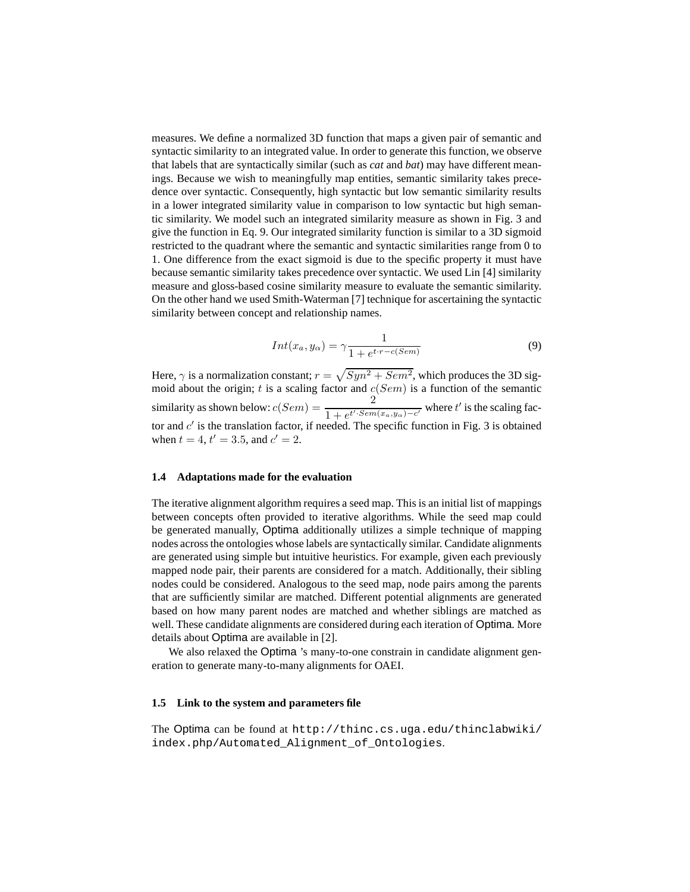measures. We define a normalized 3D function that maps a given pair of semantic and syntactic similarity to an integrated value. In order to generate this function, we observe that labels that are syntactically similar (such as *cat* and *bat*) may have different meanings. Because we wish to meaningfully map entities, semantic similarity takes precedence over syntactic. Consequently, high syntactic but low semantic similarity results in a lower integrated similarity value in comparison to low syntactic but high semantic similarity. We model such an integrated similarity measure as shown in Fig. 3 and give the function in Eq. 9. Our integrated similarity function is similar to a 3D sigmoid restricted to the quadrant where the semantic and syntactic similarities range from 0 to 1. One difference from the exact sigmoid is due to the specific property it must have because semantic similarity takes precedence over syntactic. We used Lin [4] similarity measure and gloss-based cosine similarity measure to evaluate the semantic similarity. On the other hand we used Smith-Waterman [7] technique for ascertaining the syntactic similarity between concept and relationship names.

$$Int(x_a, y_\alpha) = \gamma \frac{1}{1 + e^{t \cdot r - c(Sem)}} \tag{9}$$

Here, $\gamma$ is a normalization constant; $r = \sqrt{Syn^2 + Sem^2}$, which produces the 3D sigmoid about the origin; $t$ is a scaling factor and $c(Sem)$ is a function of the semantic similarity as shown below: $c(Sem) = \frac{2}{1 + e^{t' \cdot Sem(x_a, y_\alpha) - c'}}$ where $t'$ is the scaling factor and $c'$ is the translation factor, if needed. The specific function in Fig. 3 is obtained when $t = 4$, $t' = 3.5$, and $c' = 2$.

### 1.4 Adaptations made for the evaluation

The iterative alignment algorithm requires a seed map. This is an initial list of mappings between concepts often provided to iterative algorithms. While the seed map could be generated manually, Optima additionally utilizes a simple technique of mapping nodes across the ontologies whose labels are syntactically similar. Candidate alignments are generated using simple but intuitive heuristics. For example, given each previously mapped node pair, their parents are considered for a match. Additionally, their sibling nodes could be considered. Analogous to the seed map, node pairs among the parents that are sufficiently similar are matched. Different potential alignments are generated based on how many parent nodes are matched and whether siblings are matched as well. These candidate alignments are considered during each iteration of Optima. More details about Optima are available in [2].

We also relaxed the Optima 's many-to-one constrain in candidate alignment generation to generate many-to-many alignments for OAEI.

### 1.5 Link to the system and parameters file

The Optima can be found at `http://thinc.cs.uga.edu/thinclabwiki/index.php/Automated_Alignment_of_Ontologies`.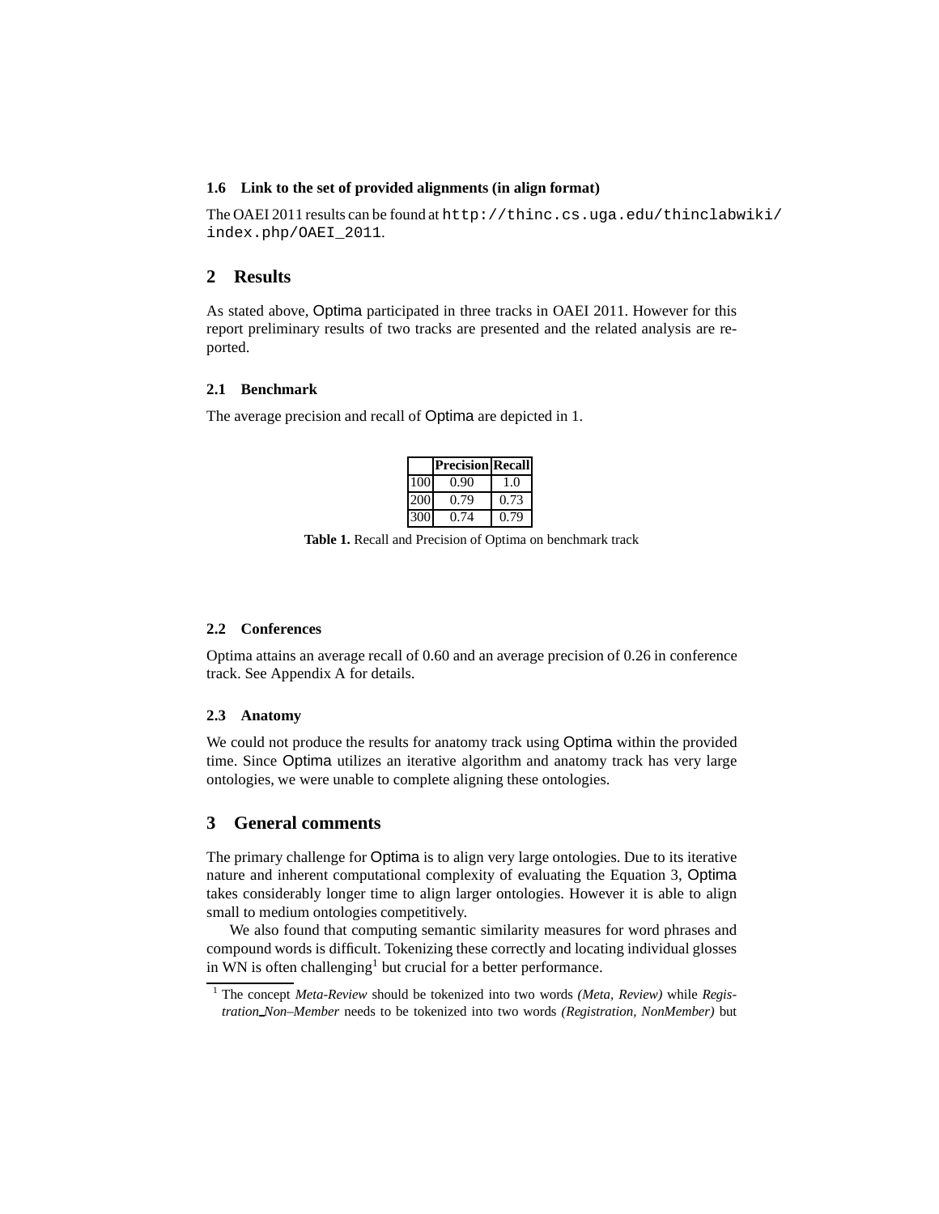### 1.6 Link to the set of provided alignments (in align format)

The OAEI 2011 results can be found at `http://thinc.cs.uga.edu/thinclabwiki/index.php/OAEI_2011`.

## 2 Results

As stated above, Optima participated in three tracks in OAEI 2011. However for this report preliminary results of two tracks are presented and the related analysis are reported.

### 2.1 Benchmark

The average precision and recall of Optima are depicted in 1.

| | Precision | Recall |
|---|---|---|
| 100 | 0.90 | 1.0 |
| 200 | 0.79 | 0.73 |
| 300 | 0.74 | 0.79 |

**Table 1.** Recall and Precision of Optima on benchmark track

### 2.2 Conferences

Optima attains an average recall of 0.60 and an average precision of 0.26 in conference track. See Appendix A for details.

### 2.3 Anatomy

We could not produce the results for anatomy track using Optima within the provided time. Since Optima utilizes an iterative algorithm and anatomy track has very large ontologies, we were unable to complete aligning these ontologies.

## 3 General comments

The primary challenge for Optima is to align very large ontologies. Due to its iterative nature and inherent computational complexity of evaluating the Equation 3, Optima takes considerably longer time to align larger ontologies. However it is able to align small to medium ontologies competitively.

We also found that computing semantic similarity measures for word phrases and compound words is difficult. Tokenizing these correctly and locating individual glosses in WN is often challenging[1] but crucial for a better performance.

[1] The concept *Meta-Review* should be tokenized into two words *(Meta, Review)* while *Registration_Non–Member* needs to be tokenized into two words *(Registration, NonMember)* but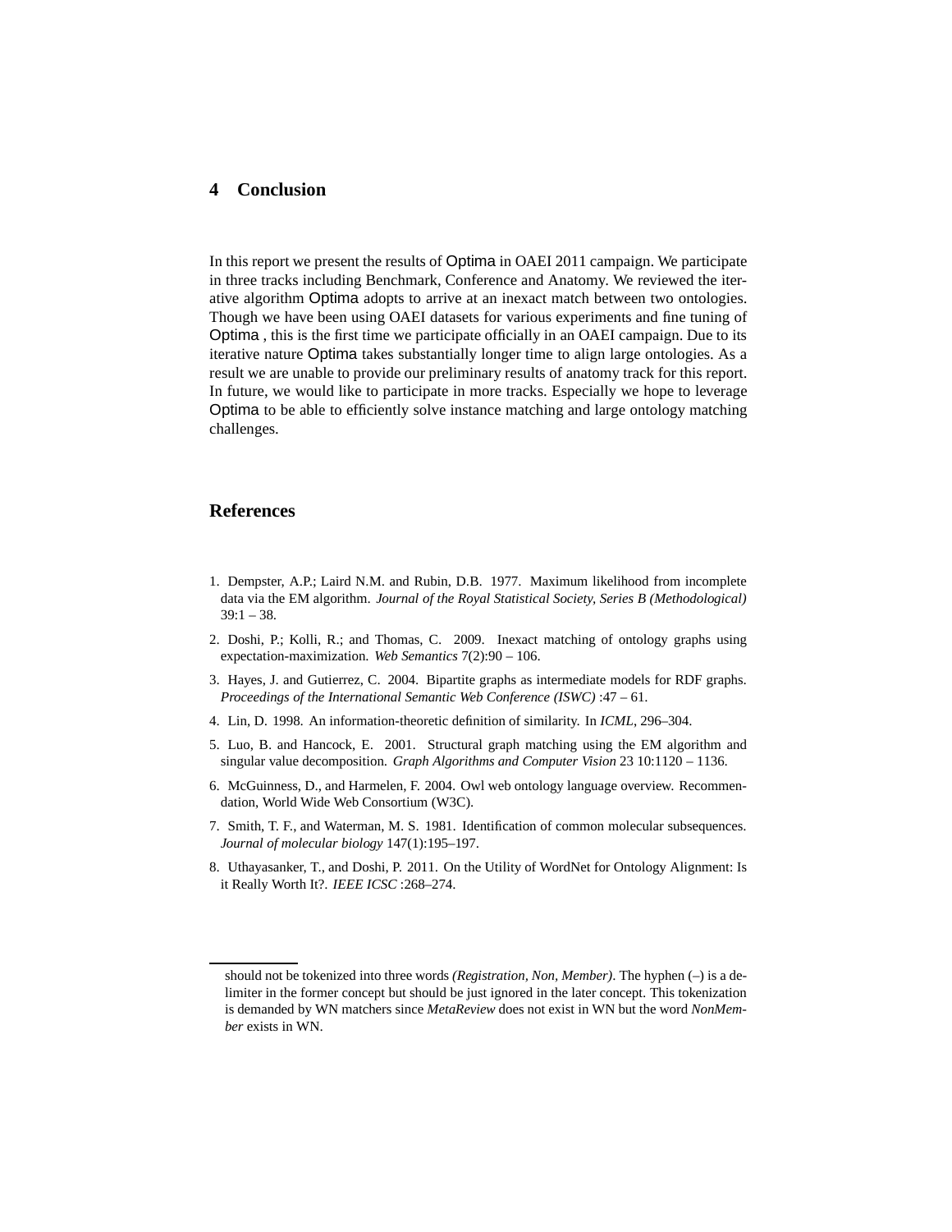## 4 Conclusion

In this report we present the results of Optima in OAEI 2011 campaign. We participate in three tracks including Benchmark, Conference and Anatomy. We reviewed the iterative algorithm Optima adopts to arrive at an inexact match between two ontologies. Though we have been using OAEI datasets for various experiments and fine tuning of Optima , this is the first time we participate officially in an OAEI campaign. Due to its iterative nature Optima takes substantially longer time to align large ontologies. As a result we are unable to provide our preliminary results of anatomy track for this report. In future, we would like to participate in more tracks. Especially we hope to leverage Optima to be able to efficiently solve instance matching and large ontology matching challenges.

## References

1. Dempster, A.P.; Laird N.M. and Rubin, D.B. 1977. Maximum likelihood from incomplete data via the EM algorithm. *Journal of the Royal Statistical Society, Series B (Methodological)* 39:1 – 38.
2. Doshi, P.; Kolli, R.; and Thomas, C. 2009. Inexact matching of ontology graphs using expectation-maximization. *Web Semantics* 7(2):90 – 106.
3. Hayes, J. and Gutierrez, C. 2004. Bipartite graphs as intermediate models for RDF graphs. *Proceedings of the International Semantic Web Conference (ISWC)* :47 – 61.
4. Lin, D. 1998. An information-theoretic definition of similarity. In *ICML*, 296–304.
5. Luo, B. and Hancock, E. 2001. Structural graph matching using the EM algorithm and singular value decomposition. *Graph Algorithms and Computer Vision* 23 10:1120 – 1136.
6. McGuinness, D., and Harmelen, F. 2004. Owl web ontology language overview. Recommendation, World Wide Web Consortium (W3C).
7. Smith, T. F., and Waterman, M. S. 1981. Identification of common molecular subsequences. *Journal of molecular biology* 147(1):195–197.
8. Uthayasanker, T., and Doshi, P. 2011. On the Utility of WordNet for Ontology Alignment: Is it Really Worth It?. *IEEE ICSC* :268–274.

---

should not be tokenized into three words *(Registration, Non, Member)*. The hyphen (–) is a delimiter in the former concept but should be just ignored in the later concept. This tokenization is demanded by WN matchers since *MetaReview* does not exist in WN but the word *NonMember* exists in WN.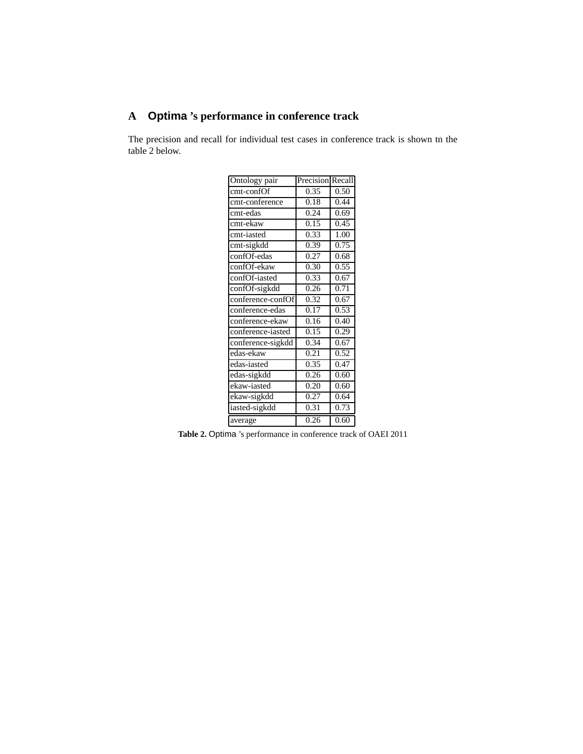## A Optima 's performance in conference track

The precision and recall for individual test cases in conference track is shown tn the table 2 below.

| Ontology pair | Precision | Recall |
|---|---|---|
| cmt-confOf | 0.35 | 0.50 |
| cmt-conference | 0.18 | 0.44 |
| cmt-edas | 0.24 | 0.69 |
| cmt-ekaw | 0.15 | 0.45 |
| cmt-iasted | 0.33 | 1.00 |
| cmt-sigkdd | 0.39 | 0.75 |
| confOf-edas | 0.27 | 0.68 |
| confOf-ekaw | 0.30 | 0.55 |
| confOf-iasted | 0.33 | 0.67 |
| confOf-sigkdd | 0.26 | 0.71 |
| conference-confOf | 0.32 | 0.67 |
| conference-edas | 0.17 | 0.53 |
| conference-ekaw | 0.16 | 0.40 |
| conference-iasted | 0.15 | 0.29 |
| conference-sigkdd | 0.34 | 0.67 |
| edas-ekaw | 0.21 | 0.52 |
| edas-iasted | 0.35 | 0.47 |
| edas-sigkdd | 0.26 | 0.60 |
| ekaw-iasted | 0.20 | 0.60 |
| ekaw-sigkdd | 0.27 | 0.64 |
| iasted-sigkdd | 0.31 | 0.73 |
| average | 0.26 | 0.60 |

**Table 2.** Optima 's performance in conference track of OAEI 2011